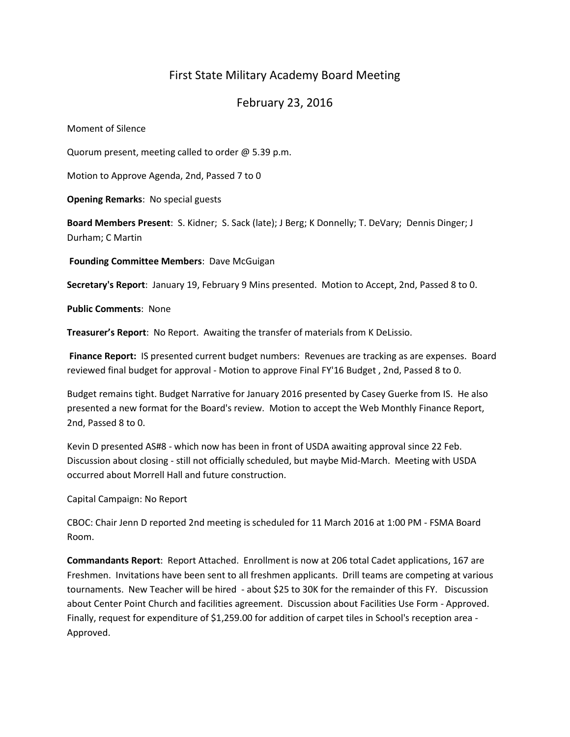# First State Military Academy Board Meeting

## February 23, 2016

Moment of Silence

Quorum present, meeting called to order @ 5.39 p.m.

Motion to Approve Agenda, 2nd, Passed 7 to 0

**Opening Remarks**: No special guests

**Board Members Present**: S. Kidner; S. Sack (late); J Berg; K Donnelly; T. DeVary; Dennis Dinger; J Durham; C Martin

**Founding Committee Members**: Dave McGuigan

**Secretary's Report**: January 19, February 9 Mins presented. Motion to Accept, 2nd, Passed 8 to 0.

**Public Comments**: None

**Treasurer's Report**: No Report. Awaiting the transfer of materials from K DeLissio.

**Finance Report:** IS presented current budget numbers: Revenues are tracking as are expenses. Board reviewed final budget for approval - Motion to approve Final FY'16 Budget , 2nd, Passed 8 to 0.

Budget remains tight. Budget Narrative for January 2016 presented by Casey Guerke from IS. He also presented a new format for the Board's review. Motion to accept the Web Monthly Finance Report, 2nd, Passed 8 to 0.

Kevin D presented AS#8 - which now has been in front of USDA awaiting approval since 22 Feb. Discussion about closing - still not officially scheduled, but maybe Mid-March. Meeting with USDA occurred about Morrell Hall and future construction.

Capital Campaign: No Report

CBOC: Chair Jenn D reported 2nd meeting is scheduled for 11 March 2016 at 1:00 PM - FSMA Board Room.

**Commandants Report**: Report Attached. Enrollment is now at 206 total Cadet applications, 167 are Freshmen. Invitations have been sent to all freshmen applicants. Drill teams are competing at various tournaments. New Teacher will be hired - about $25 to 30K for the remainder of this FY. Discussion about Center Point Church and facilities agreement. Discussion about Facilities Use Form - Approved. Finally, request for expenditure of $1,259.00 for addition of carpet tiles in School's reception area - Approved.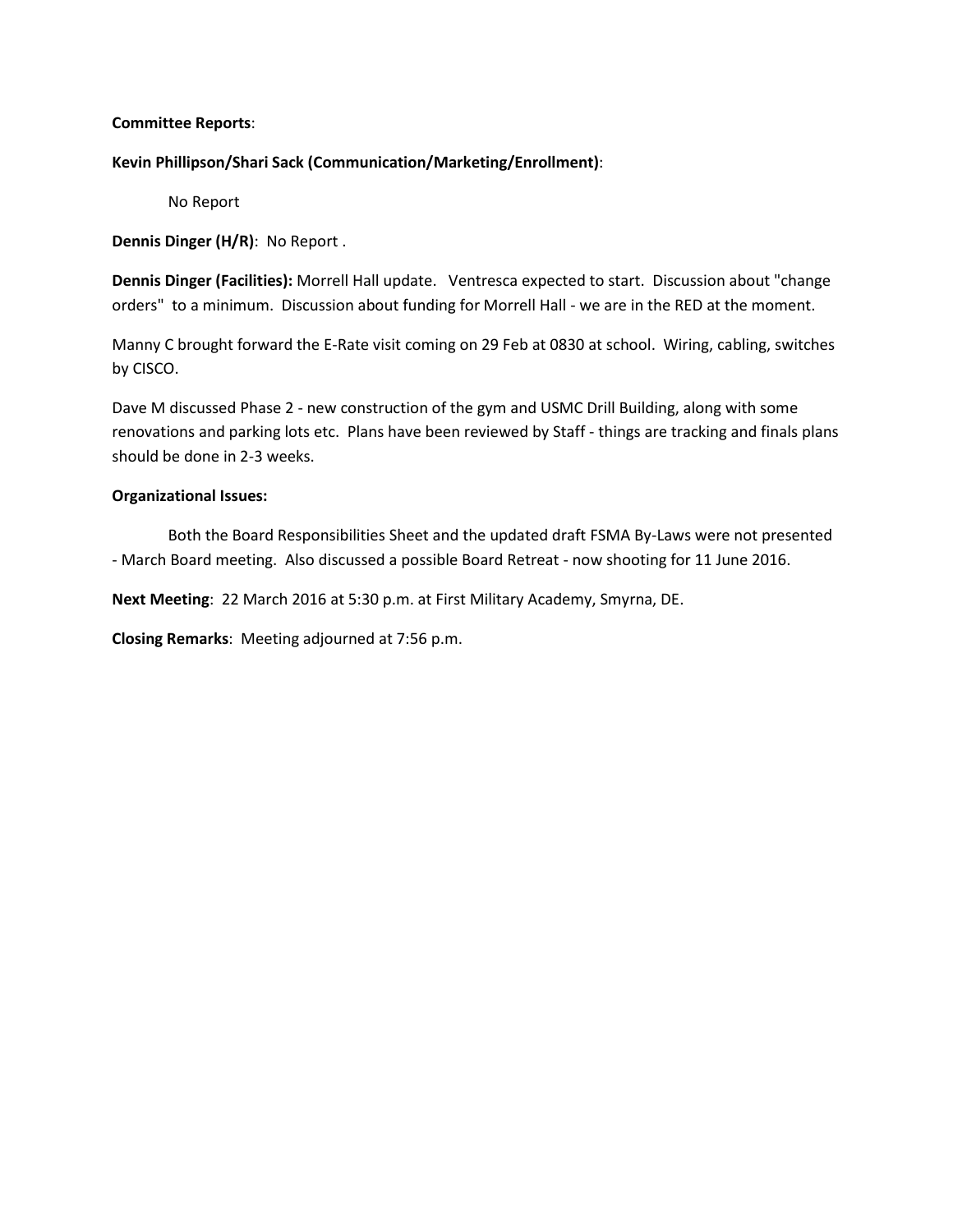**Committee Reports**:

**Kevin Phillipson/Shari Sack (Communication/Marketing/Enrollment)**:

No Report

**Dennis Dinger (H/R)**: No Report .

**Dennis Dinger (Facilities):** Morrell Hall update. Ventresca expected to start. Discussion about "change orders" to a minimum. Discussion about funding for Morrell Hall - we are in the RED at the moment.

Manny C brought forward the E-Rate visit coming on 29 Feb at 0830 at school. Wiring, cabling, switches by CISCO.

Dave M discussed Phase 2 - new construction of the gym and USMC Drill Building, along with some renovations and parking lots etc. Plans have been reviewed by Staff - things are tracking and finals plans should be done in 2-3 weeks.

**Organizational Issues:**

Both the Board Responsibilities Sheet and the updated draft FSMA By-Laws were not presented - March Board meeting. Also discussed a possible Board Retreat - now shooting for 11 June 2016.

**Next Meeting**: 22 March 2016 at 5:30 p.m. at First Military Academy, Smyrna, DE.

**Closing Remarks**: Meeting adjourned at 7:56 p.m.